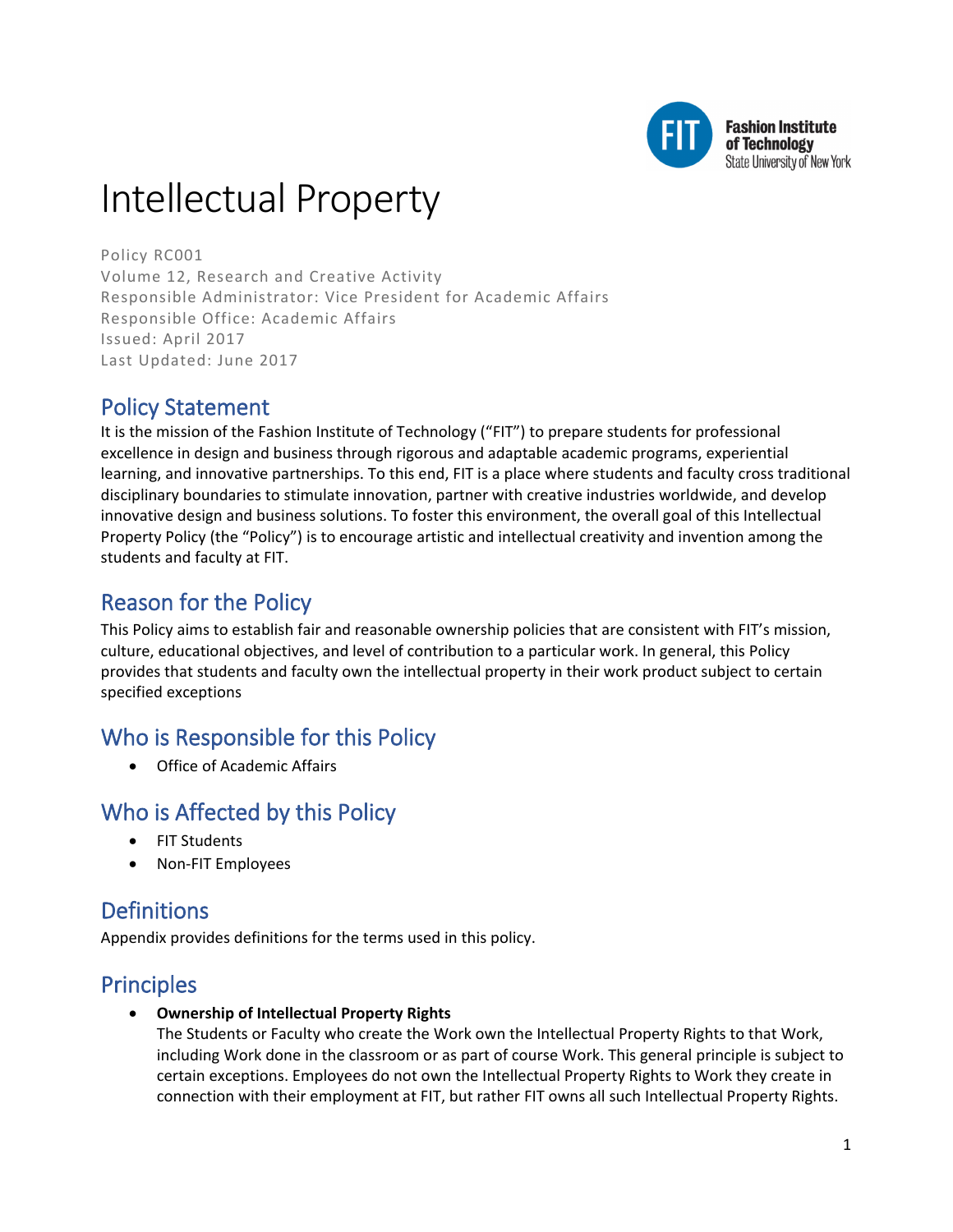# Intellectual Property

Policy RC001
Volume 12, Research and Creative Activity
Responsible Administrator: Vice President for Academic Affairs
Responsible Office: Academic Affairs
Issued: April 2017
Last Updated: June 2017

## Policy Statement

It is the mission of the Fashion Institute of Technology ("FIT") to prepare students for professional excellence in design and business through rigorous and adaptable academic programs, experiential learning, and innovative partnerships. To this end, FIT is a place where students and faculty cross traditional disciplinary boundaries to stimulate innovation, partner with creative industries worldwide, and develop innovative design and business solutions. To foster this environment, the overall goal of this Intellectual Property Policy (the "Policy") is to encourage artistic and intellectual creativity and invention among the students and faculty at FIT.

## Reason for the Policy

This Policy aims to establish fair and reasonable ownership policies that are consistent with FIT's mission, culture, educational objectives, and level of contribution to a particular work. In general, this Policy provides that students and faculty own the intellectual property in their work product subject to certain specified exceptions

## Who is Responsible for this Policy

- Office of Academic Affairs

## Who is Affected by this Policy

- FIT Students
- Non-FIT Employees

## Definitions

Appendix provides definitions for the terms used in this policy.

## Principles

- **Ownership of Intellectual Property Rights**
  The Students or Faculty who create the Work own the Intellectual Property Rights to that Work, including Work done in the classroom or as part of course Work. This general principle is subject to certain exceptions. Employees do not own the Intellectual Property Rights to Work they create in connection with their employment at FIT, but rather FIT owns all such Intellectual Property Rights.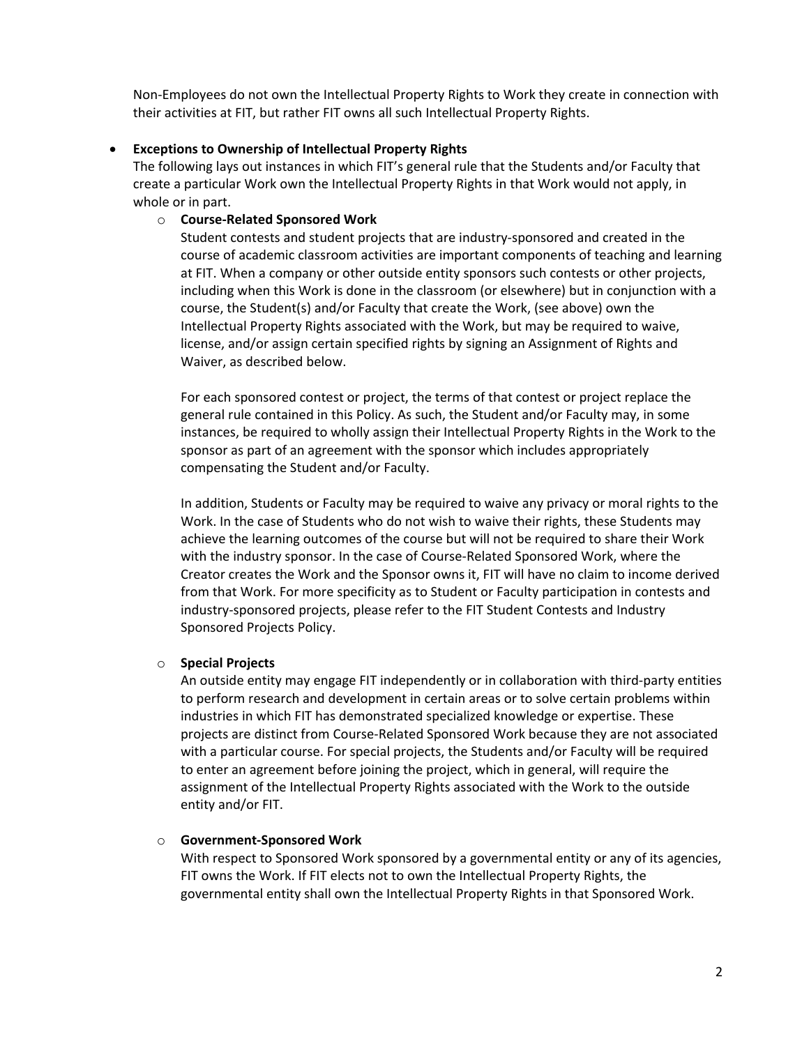Non-Employees do not own the Intellectual Property Rights to Work they create in connection with their activities at FIT, but rather FIT owns all such Intellectual Property Rights.

- **Exceptions to Ownership of Intellectual Property Rights**
  The following lays out instances in which FIT's general rule that the Students and/or Faculty that create a particular Work own the Intellectual Property Rights in that Work would not apply, in whole or in part.
  - **Course-Related Sponsored Work**
    Student contests and student projects that are industry-sponsored and created in the course of academic classroom activities are important components of teaching and learning at FIT. When a company or other outside entity sponsors such contests or other projects, including when this Work is done in the classroom (or elsewhere) but in conjunction with a course, the Student(s) and/or Faculty that create the Work, (see above) own the Intellectual Property Rights associated with the Work, but may be required to waive, license, and/or assign certain specified rights by signing an Assignment of Rights and Waiver, as described below.

    For each sponsored contest or project, the terms of that contest or project replace the general rule contained in this Policy. As such, the Student and/or Faculty may, in some instances, be required to wholly assign their Intellectual Property Rights in the Work to the sponsor as part of an agreement with the sponsor which includes appropriately compensating the Student and/or Faculty.

    In addition, Students or Faculty may be required to waive any privacy or moral rights to the Work. In the case of Students who do not wish to waive their rights, these Students may achieve the learning outcomes of the course but will not be required to share their Work with the industry sponsor. In the case of Course-Related Sponsored Work, where the Creator creates the Work and the Sponsor owns it, FIT will have no claim to income derived from that Work. For more specificity as to Student or Faculty participation in contests and industry-sponsored projects, please refer to the FIT Student Contests and Industry Sponsored Projects Policy.

  - **Special Projects**
    An outside entity may engage FIT independently or in collaboration with third-party entities to perform research and development in certain areas or to solve certain problems within industries in which FIT has demonstrated specialized knowledge or expertise. These projects are distinct from Course-Related Sponsored Work because they are not associated with a particular course. For special projects, the Students and/or Faculty will be required to enter an agreement before joining the project, which in general, will require the assignment of the Intellectual Property Rights associated with the Work to the outside entity and/or FIT.

  - **Government-Sponsored Work**
    With respect to Sponsored Work sponsored by a governmental entity or any of its agencies, FIT owns the Work. If FIT elects not to own the Intellectual Property Rights, the governmental entity shall own the Intellectual Property Rights in that Sponsored Work.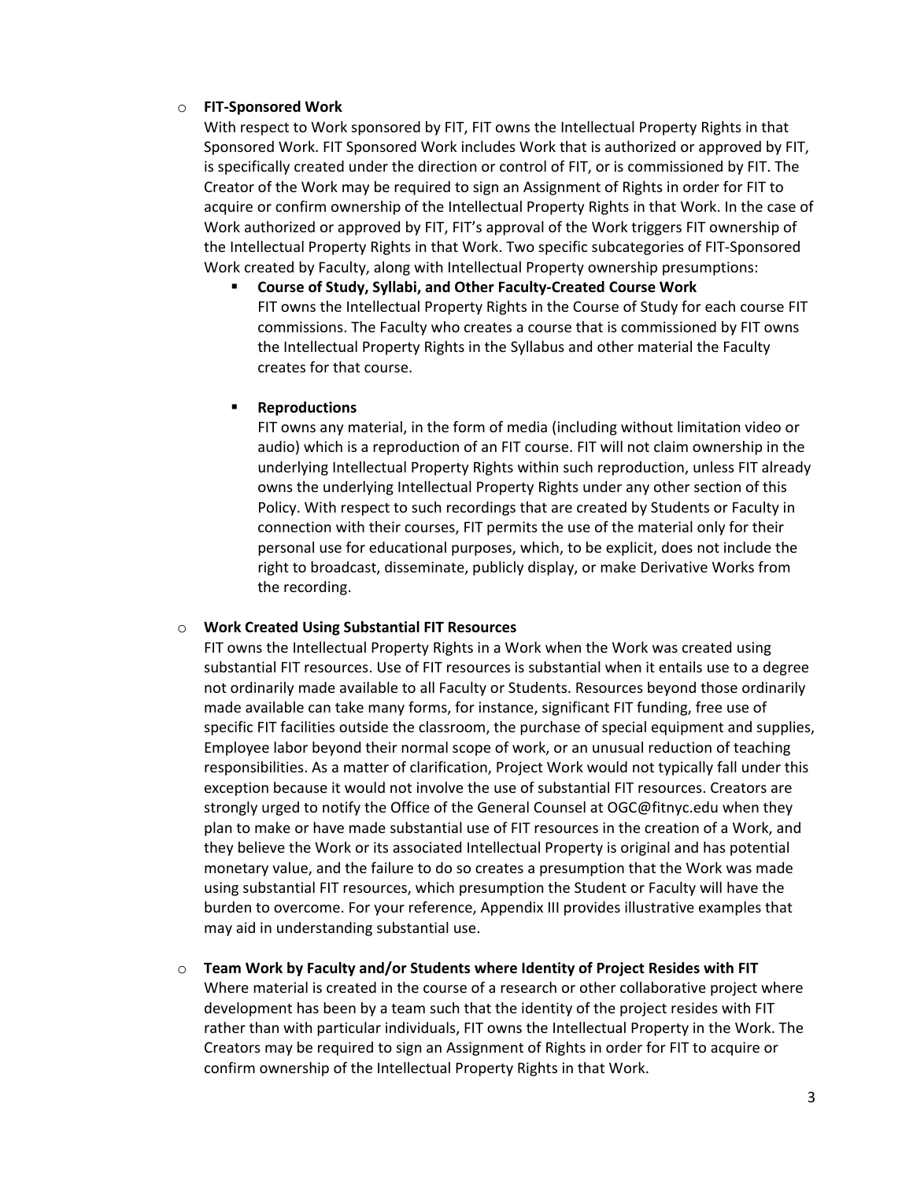- **FIT-Sponsored Work**

  With respect to Work sponsored by FIT, FIT owns the Intellectual Property Rights in that Sponsored Work. FIT Sponsored Work includes Work that is authorized or approved by FIT, is specifically created under the direction or control of FIT, or is commissioned by FIT. The Creator of the Work may be required to sign an Assignment of Rights in order for FIT to acquire or confirm ownership of the Intellectual Property Rights in that Work. In the case of Work authorized or approved by FIT, FIT's approval of the Work triggers FIT ownership of the Intellectual Property Rights in that Work. Two specific subcategories of FIT-Sponsored Work created by Faculty, along with Intellectual Property ownership presumptions:

  - **Course of Study, Syllabi, and Other Faculty-Created Course Work**

    FIT owns the Intellectual Property Rights in the Course of Study for each course FIT commissions. The Faculty who creates a course that is commissioned by FIT owns the Intellectual Property Rights in the Syllabus and other material the Faculty creates for that course.

  - **Reproductions**

    FIT owns any material, in the form of media (including without limitation video or audio) which is a reproduction of an FIT course. FIT will not claim ownership in the underlying Intellectual Property Rights within such reproduction, unless FIT already owns the underlying Intellectual Property Rights under any other section of this Policy. With respect to such recordings that are created by Students or Faculty in connection with their courses, FIT permits the use of the material only for their personal use for educational purposes, which, to be explicit, does not include the right to broadcast, disseminate, publicly display, or make Derivative Works from the recording.

- **Work Created Using Substantial FIT Resources**

  FIT owns the Intellectual Property Rights in a Work when the Work was created using substantial FIT resources. Use of FIT resources is substantial when it entails use to a degree not ordinarily made available to all Faculty or Students. Resources beyond those ordinarily made available can take many forms, for instance, significant FIT funding, free use of specific FIT facilities outside the classroom, the purchase of special equipment and supplies, Employee labor beyond their normal scope of work, or an unusual reduction of teaching responsibilities. As a matter of clarification, Project Work would not typically fall under this exception because it would not involve the use of substantial FIT resources. Creators are strongly urged to notify the Office of the General Counsel at OGC@fitnyc.edu when they plan to make or have made substantial use of FIT resources in the creation of a Work, and they believe the Work or its associated Intellectual Property is original and has potential monetary value, and the failure to do so creates a presumption that the Work was made using substantial FIT resources, which presumption the Student or Faculty will have the burden to overcome. For your reference, Appendix III provides illustrative examples that may aid in understanding substantial use.

- **Team Work by Faculty and/or Students where Identity of Project Resides with FIT**

  Where material is created in the course of a research or other collaborative project where development has been by a team such that the identity of the project resides with FIT rather than with particular individuals, FIT owns the Intellectual Property in the Work. The Creators may be required to sign an Assignment of Rights in order for FIT to acquire or confirm ownership of the Intellectual Property Rights in that Work.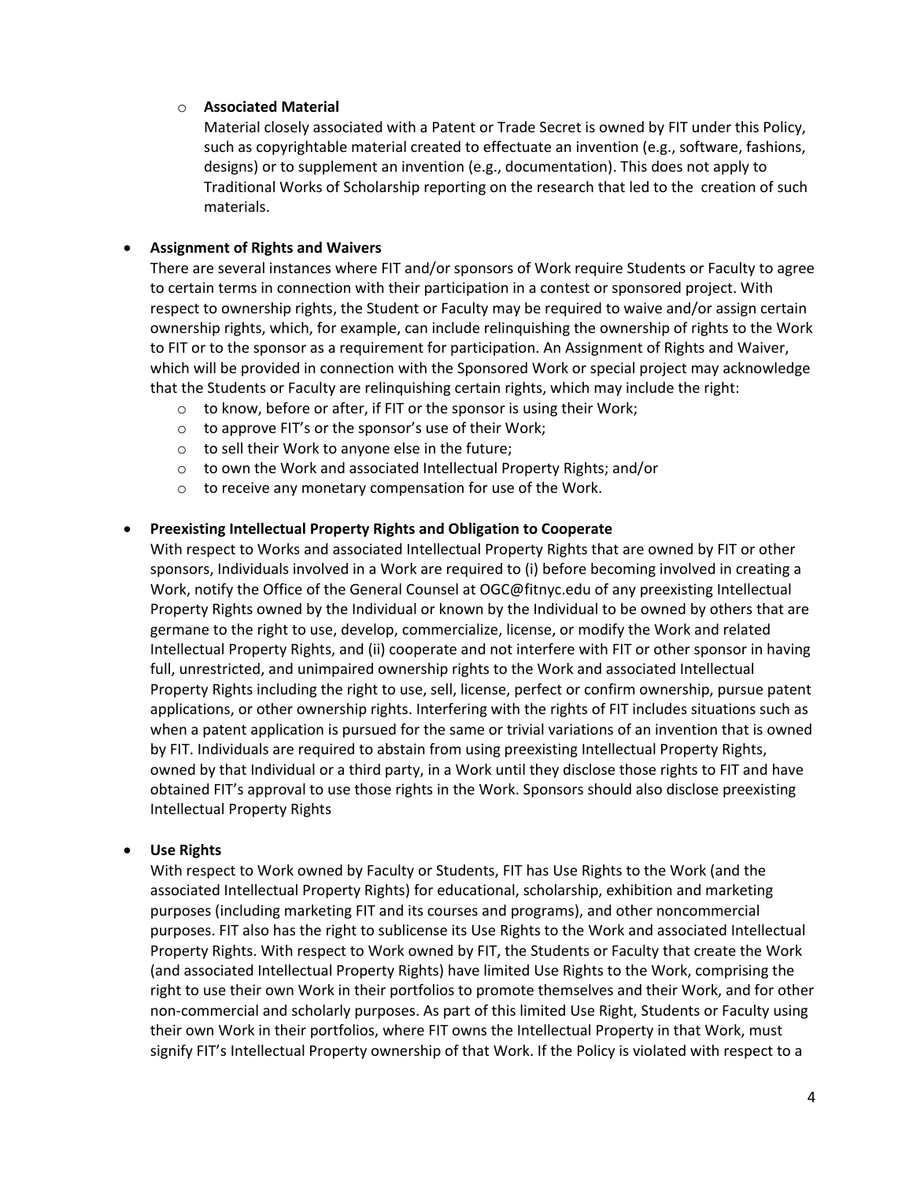- **Associated Material**
  Material closely associated with a Patent or Trade Secret is owned by FIT under this Policy, such as copyrightable material created to effectuate an invention (e.g., software, fashions, designs) or to supplement an invention (e.g., documentation). This does not apply to Traditional Works of Scholarship reporting on the research that led to the creation of such materials.

- **Assignment of Rights and Waivers**
  There are several instances where FIT and/or sponsors of Work require Students or Faculty to agree to certain terms in connection with their participation in a contest or sponsored project. With respect to ownership rights, the Student or Faculty may be required to waive and/or assign certain ownership rights, which, for example, can include relinquishing the ownership of rights to the Work to FIT or to the sponsor as a requirement for participation. An Assignment of Rights and Waiver, which will be provided in connection with the Sponsored Work or special project may acknowledge that the Students or Faculty are relinquishing certain rights, which may include the right:
    - to know, before or after, if FIT or the sponsor is using their Work;
    - to approve FIT's or the sponsor's use of their Work;
    - to sell their Work to anyone else in the future;
    - to own the Work and associated Intellectual Property Rights; and/or
    - to receive any monetary compensation for use of the Work.

- **Preexisting Intellectual Property Rights and Obligation to Cooperate**
  With respect to Works and associated Intellectual Property Rights that are owned by FIT or other sponsors, Individuals involved in a Work are required to (i) before becoming involved in creating a Work, notify the Office of the General Counsel at OGC@fitnyc.edu of any preexisting Intellectual Property Rights owned by the Individual or known by the Individual to be owned by others that are germane to the right to use, develop, commercialize, license, or modify the Work and related Intellectual Property Rights, and (ii) cooperate and not interfere with FIT or other sponsor in having full, unrestricted, and unimpaired ownership rights to the Work and associated Intellectual Property Rights including the right to use, sell, license, perfect or confirm ownership, pursue patent applications, or other ownership rights. Interfering with the rights of FIT includes situations such as when a patent application is pursued for the same or trivial variations of an invention that is owned by FIT. Individuals are required to abstain from using preexisting Intellectual Property Rights, owned by that Individual or a third party, in a Work until they disclose those rights to FIT and have obtained FIT's approval to use those rights in the Work. Sponsors should also disclose preexisting Intellectual Property Rights

- **Use Rights**
  With respect to Work owned by Faculty or Students, FIT has Use Rights to the Work (and the associated Intellectual Property Rights) for educational, scholarship, exhibition and marketing purposes (including marketing FIT and its courses and programs), and other noncommercial purposes. FIT also has the right to sublicense its Use Rights to the Work and associated Intellectual Property Rights. With respect to Work owned by FIT, the Students or Faculty that create the Work (and associated Intellectual Property Rights) have limited Use Rights to the Work, comprising the right to use their own Work in their portfolios to promote themselves and their Work, and for other non-commercial and scholarly purposes. As part of this limited Use Right, Students or Faculty using their own Work in their portfolios, where FIT owns the Intellectual Property in that Work, must signify FIT's Intellectual Property ownership of that Work. If the Policy is violated with respect to a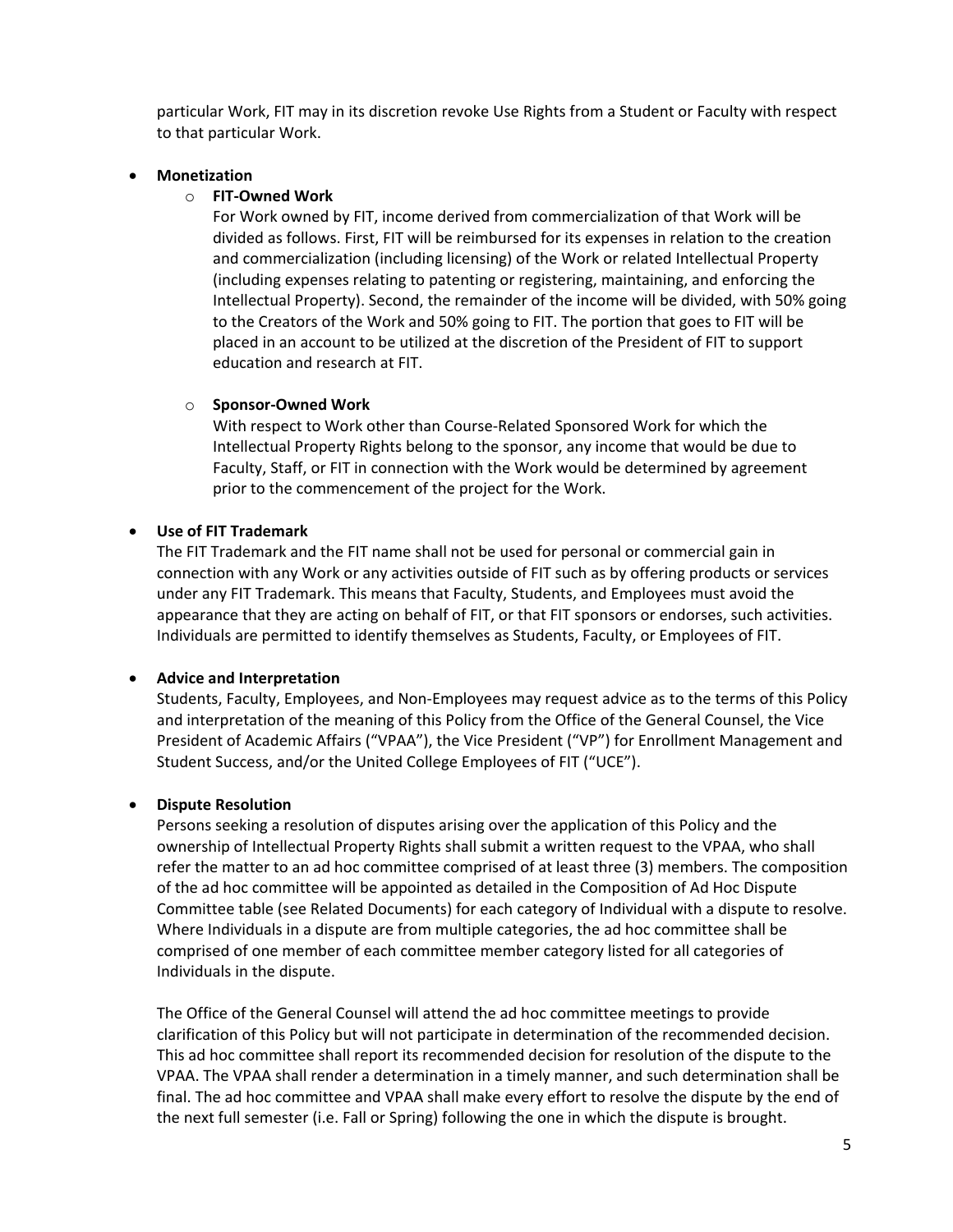particular Work, FIT may in its discretion revoke Use Rights from a Student or Faculty with respect to that particular Work.

- **Monetization**
  - **FIT-Owned Work**

    For Work owned by FIT, income derived from commercialization of that Work will be divided as follows. First, FIT will be reimbursed for its expenses in relation to the creation and commercialization (including licensing) of the Work or related Intellectual Property (including expenses relating to patenting or registering, maintaining, and enforcing the Intellectual Property). Second, the remainder of the income will be divided, with 50% going to the Creators of the Work and 50% going to FIT. The portion that goes to FIT will be placed in an account to be utilized at the discretion of the President of FIT to support education and research at FIT.

  - **Sponsor-Owned Work**

    With respect to Work other than Course-Related Sponsored Work for which the Intellectual Property Rights belong to the sponsor, any income that would be due to Faculty, Staff, or FIT in connection with the Work would be determined by agreement prior to the commencement of the project for the Work.

- **Use of FIT Trademark**

  The FIT Trademark and the FIT name shall not be used for personal or commercial gain in connection with any Work or any activities outside of FIT such as by offering products or services under any FIT Trademark. This means that Faculty, Students, and Employees must avoid the appearance that they are acting on behalf of FIT, or that FIT sponsors or endorses, such activities. Individuals are permitted to identify themselves as Students, Faculty, or Employees of FIT.

- **Advice and Interpretation**

  Students, Faculty, Employees, and Non-Employees may request advice as to the terms of this Policy and interpretation of the meaning of this Policy from the Office of the General Counsel, the Vice President of Academic Affairs ("VPAA"), the Vice President ("VP") for Enrollment Management and Student Success, and/or the United College Employees of FIT ("UCE").

- **Dispute Resolution**

  Persons seeking a resolution of disputes arising over the application of this Policy and the ownership of Intellectual Property Rights shall submit a written request to the VPAA, who shall refer the matter to an ad hoc committee comprised of at least three (3) members. The composition of the ad hoc committee will be appointed as detailed in the Composition of Ad Hoc Dispute Committee table (see Related Documents) for each category of Individual with a dispute to resolve. Where Individuals in a dispute are from multiple categories, the ad hoc committee shall be comprised of one member of each committee member category listed for all categories of Individuals in the dispute.

  The Office of the General Counsel will attend the ad hoc committee meetings to provide clarification of this Policy but will not participate in determination of the recommended decision. This ad hoc committee shall report its recommended decision for resolution of the dispute to the VPAA. The VPAA shall render a determination in a timely manner, and such determination shall be final. The ad hoc committee and VPAA shall make every effort to resolve the dispute by the end of the next full semester (i.e. Fall or Spring) following the one in which the dispute is brought.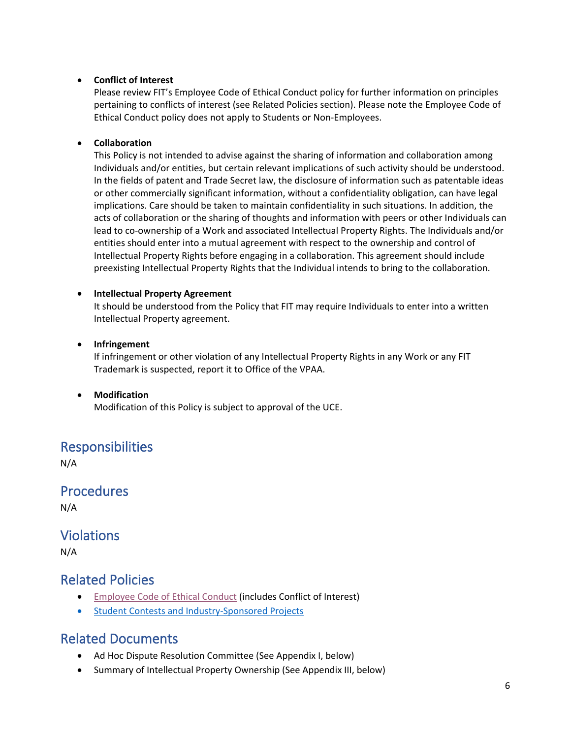- **Conflict of Interest**
  Please review FIT's Employee Code of Ethical Conduct policy for further information on principles pertaining to conflicts of interest (see Related Policies section). Please note the Employee Code of Ethical Conduct policy does not apply to Students or Non-Employees.

- **Collaboration**
  This Policy is not intended to advise against the sharing of information and collaboration among Individuals and/or entities, but certain relevant implications of such activity should be understood. In the fields of patent and Trade Secret law, the disclosure of information such as patentable ideas or other commercially significant information, without a confidentiality obligation, can have legal implications. Care should be taken to maintain confidentiality in such situations. In addition, the acts of collaboration or the sharing of thoughts and information with peers or other Individuals can lead to co-ownership of a Work and associated Intellectual Property Rights. The Individuals and/or entities should enter into a mutual agreement with respect to the ownership and control of Intellectual Property Rights before engaging in a collaboration. This agreement should include preexisting Intellectual Property Rights that the Individual intends to bring to the collaboration.

- **Intellectual Property Agreement**
  It should be understood from the Policy that FIT may require Individuals to enter into a written Intellectual Property agreement.

- **Infringement**
  If infringement or other violation of any Intellectual Property Rights in any Work or any FIT Trademark is suspected, report it to Office of the VPAA.

- **Modification**
  Modification of this Policy is subject to approval of the UCE.

## Responsibilities

N/A

## Procedures

N/A

## Violations

N/A

## Related Policies

- Employee Code of Ethical Conduct (includes Conflict of Interest)
- Student Contests and Industry-Sponsored Projects

## Related Documents

- Ad Hoc Dispute Resolution Committee (See Appendix I, below)
- Summary of Intellectual Property Ownership (See Appendix III, below)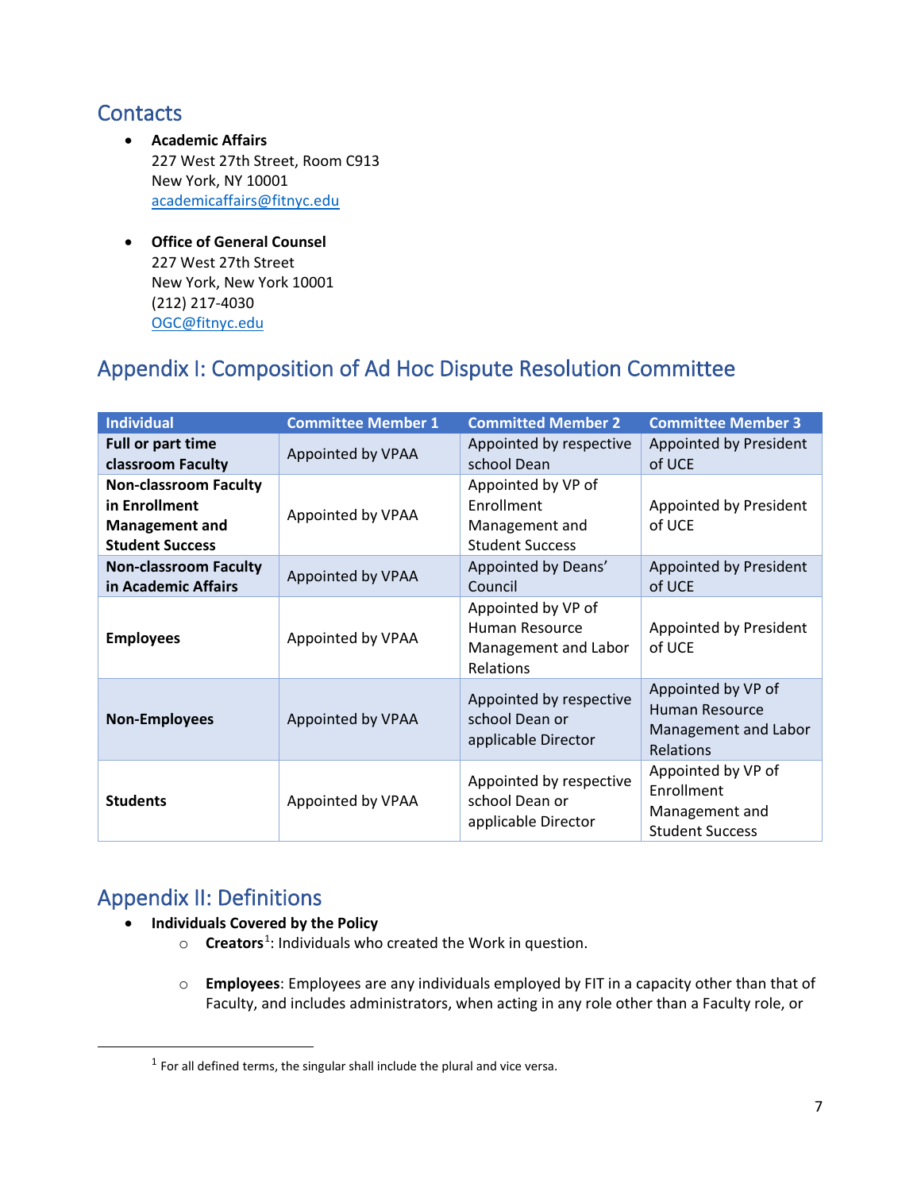## Contacts

- **Academic Affairs**
  227 West 27th Street, Room C913
  New York, NY 10001
  academicaffairs@fitnyc.edu

- **Office of General Counsel**
  227 West 27th Street
  New York, New York 10001
  (212) 217-4030
  OGC@fitnyc.edu

## Appendix I: Composition of Ad Hoc Dispute Resolution Committee

| Individual | Committee Member 1 | Committed Member 2 | Committee Member 3 |
|---|---|---|---|
| **Full or part time classroom Faculty** | Appointed by VPAA | Appointed by respective school Dean | Appointed by President of UCE |
| **Non-classroom Faculty in Enrollment Management and Student Success** | Appointed by VPAA | Appointed by VP of Enrollment Management and Student Success | Appointed by President of UCE |
| **Non-classroom Faculty in Academic Affairs** | Appointed by VPAA | Appointed by Deans' Council | Appointed by President of UCE |
| **Employees** | Appointed by VPAA | Appointed by VP of Human Resource Management and Labor Relations | Appointed by President of UCE |
| **Non-Employees** | Appointed by VPAA | Appointed by respective school Dean or applicable Director | Appointed by VP of Human Resource Management and Labor Relations |
| **Students** | Appointed by VPAA | Appointed by respective school Dean or applicable Director | Appointed by VP of Enrollment Management and Student Success |

## Appendix II: Definitions

- **Individuals Covered by the Policy**
  - **Creators**[1]: Individuals who created the Work in question.
  - **Employees**: Employees are any individuals employed by FIT in a capacity other than that of Faculty, and includes administrators, when acting in any role other than a Faculty role, or

[1] For all defined terms, the singular shall include the plural and vice versa.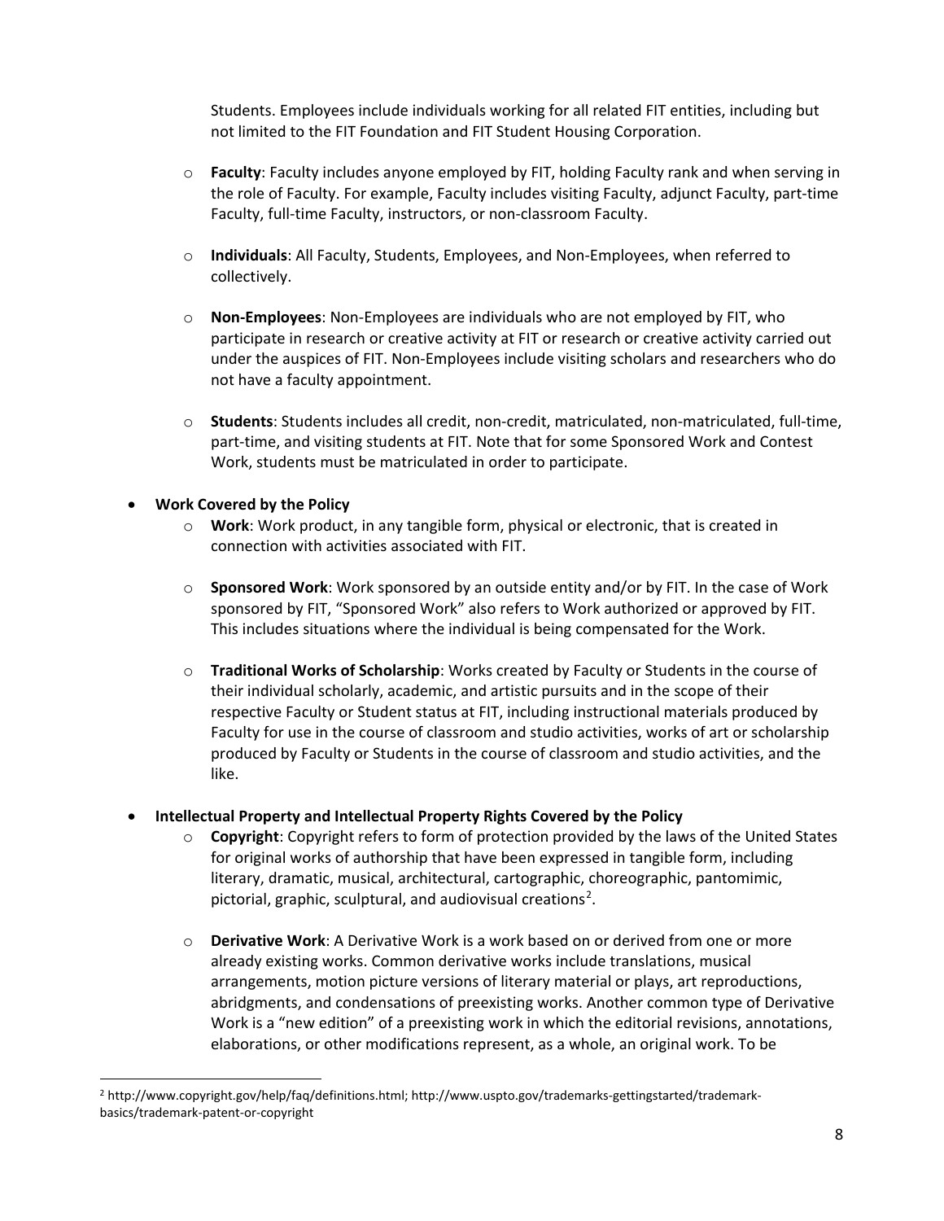Students. Employees include individuals working for all related FIT entities, including but not limited to the FIT Foundation and FIT Student Housing Corporation.

- **Faculty**: Faculty includes anyone employed by FIT, holding Faculty rank and when serving in the role of Faculty. For example, Faculty includes visiting Faculty, adjunct Faculty, part-time Faculty, full-time Faculty, instructors, or non-classroom Faculty.

- **Individuals**: All Faculty, Students, Employees, and Non-Employees, when referred to collectively.

- **Non-Employees**: Non-Employees are individuals who are not employed by FIT, who participate in research or creative activity at FIT or research or creative activity carried out under the auspices of FIT. Non-Employees include visiting scholars and researchers who do not have a faculty appointment.

- **Students**: Students includes all credit, non-credit, matriculated, non-matriculated, full-time, part-time, and visiting students at FIT. Note that for some Sponsored Work and Contest Work, students must be matriculated in order to participate.

- **Work Covered by the Policy**
  - **Work**: Work product, in any tangible form, physical or electronic, that is created in connection with activities associated with FIT.

  - **Sponsored Work**: Work sponsored by an outside entity and/or by FIT. In the case of Work sponsored by FIT, "Sponsored Work" also refers to Work authorized or approved by FIT. This includes situations where the individual is being compensated for the Work.

  - **Traditional Works of Scholarship**: Works created by Faculty or Students in the course of their individual scholarly, academic, and artistic pursuits and in the scope of their respective Faculty or Student status at FIT, including instructional materials produced by Faculty for use in the course of classroom and studio activities, works of art or scholarship produced by Faculty or Students in the course of classroom and studio activities, and the like.

- **Intellectual Property and Intellectual Property Rights Covered by the Policy**
  - **Copyright**: Copyright refers to form of protection provided by the laws of the United States for original works of authorship that have been expressed in tangible form, including literary, dramatic, musical, architectural, cartographic, choreographic, pantomimic, pictorial, graphic, sculptural, and audiovisual creations[2].

  - **Derivative Work**: A Derivative Work is a work based on or derived from one or more already existing works. Common derivative works include translations, musical arrangements, motion picture versions of literary material or plays, art reproductions, abridgments, and condensations of preexisting works. Another common type of Derivative Work is a "new edition" of a preexisting work in which the editorial revisions, annotations, elaborations, or other modifications represent, as a whole, an original work. To be

---

[2] http://www.copyright.gov/help/faq/definitions.html; http://www.uspto.gov/trademarks-gettingstarted/trademark-basics/trademark-patent-or-copyright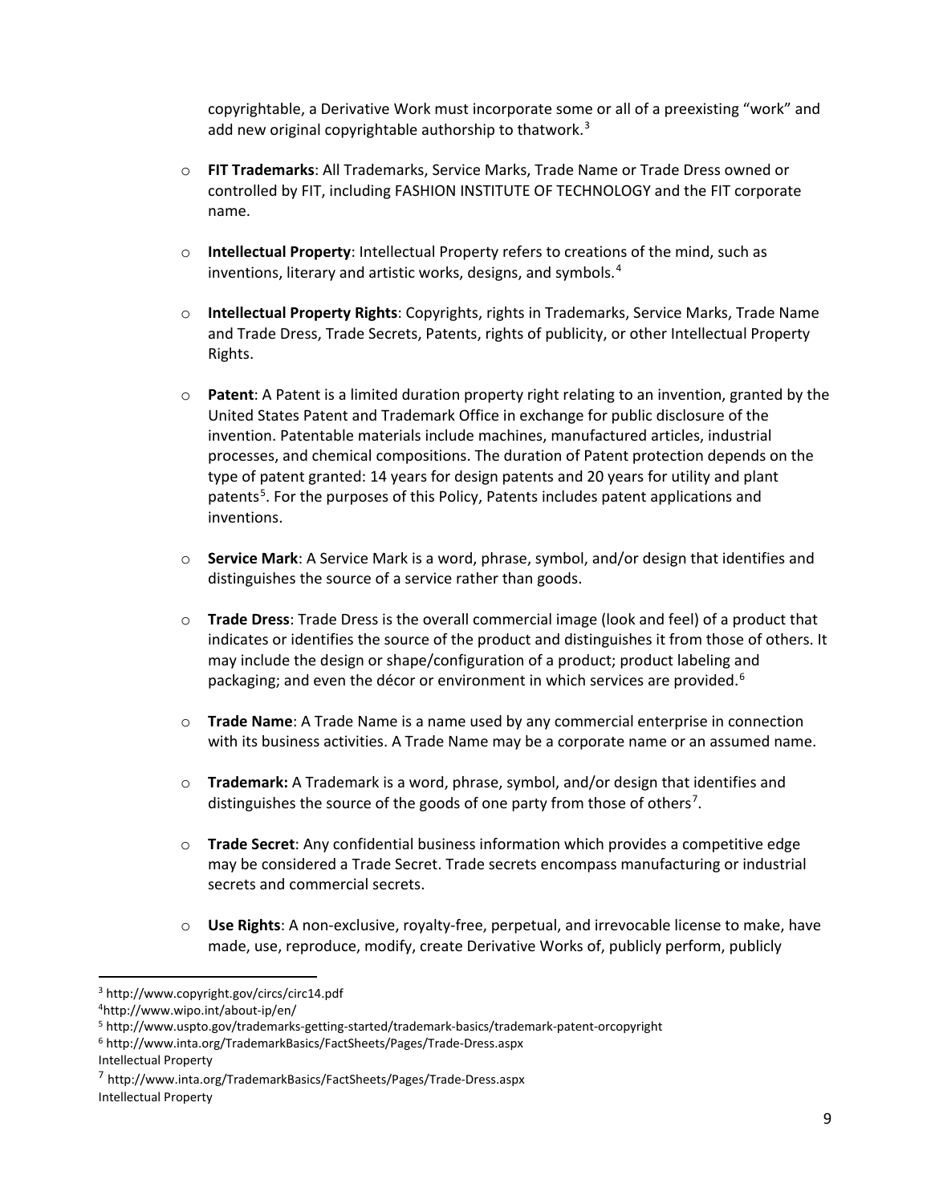copyrightable, a Derivative Work must incorporate some or all of a preexisting "work" and add new original copyrightable authorship to thatwork.[3]

- **FIT Trademarks**: All Trademarks, Service Marks, Trade Name or Trade Dress owned or controlled by FIT, including FASHION INSTITUTE OF TECHNOLOGY and the FIT corporate name.

- **Intellectual Property**: Intellectual Property refers to creations of the mind, such as inventions, literary and artistic works, designs, and symbols.[4]

- **Intellectual Property Rights**: Copyrights, rights in Trademarks, Service Marks, Trade Name and Trade Dress, Trade Secrets, Patents, rights of publicity, or other Intellectual Property Rights.

- **Patent**: A Patent is a limited duration property right relating to an invention, granted by the United States Patent and Trademark Office in exchange for public disclosure of the invention. Patentable materials include machines, manufactured articles, industrial processes, and chemical compositions. The duration of Patent protection depends on the type of patent granted: 14 years for design patents and 20 years for utility and plant patents[5]. For the purposes of this Policy, Patents includes patent applications and inventions.

- **Service Mark**: A Service Mark is a word, phrase, symbol, and/or design that identifies and distinguishes the source of a service rather than goods.

- **Trade Dress**: Trade Dress is the overall commercial image (look and feel) of a product that indicates or identifies the source of the product and distinguishes it from those of others. It may include the design or shape/configuration of a product; product labeling and packaging; and even the décor or environment in which services are provided.[6]

- **Trade Name**: A Trade Name is a name used by any commercial enterprise in connection with its business activities. A Trade Name may be a corporate name or an assumed name.

- **Trademark:** A Trademark is a word, phrase, symbol, and/or design that identifies and distinguishes the source of the goods of one party from those of others[7].

- **Trade Secret**: Any confidential business information which provides a competitive edge may be considered a Trade Secret. Trade secrets encompass manufacturing or industrial secrets and commercial secrets.

- **Use Rights**: A non-exclusive, royalty-free, perpetual, and irrevocable license to make, have made, use, reproduce, modify, create Derivative Works of, publicly perform, publicly

---

[3] http://www.copyright.gov/circs/circ14.pdf

[4] http://www.wipo.int/about-ip/en/

[5] http://www.uspto.gov/trademarks-getting-started/trademark-basics/trademark-patent-orcopyright

[6] http://www.inta.org/TrademarkBasics/FactSheets/Pages/Trade-Dress.aspx
Intellectual Property

[7] http://www.inta.org/TrademarkBasics/FactSheets/Pages/Trade-Dress.aspx
Intellectual Property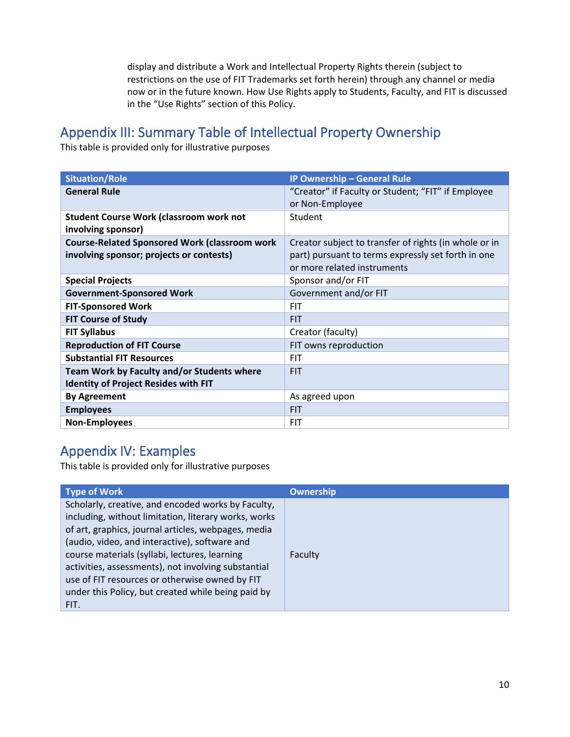display and distribute a Work and Intellectual Property Rights therein (subject to restrictions on the use of FIT Trademarks set forth herein) through any channel or media now or in the future known. How Use Rights apply to Students, Faculty, and FIT is discussed in the "Use Rights" section of this Policy.

## Appendix III: Summary Table of Intellectual Property Ownership

This table is provided only for illustrative purposes

| Situation/Role | IP Ownership – General Rule |
|---|---|
| **General Rule** | "Creator" if Faculty or Student; "FIT" if Employee or Non-Employee |
| **Student Course Work (classroom work not involving sponsor)** | Student |
| **Course-Related Sponsored Work (classroom work involving sponsor; projects or contests)** | Creator subject to transfer of rights (in whole or in part) pursuant to terms expressly set forth in one or more related instruments |
| **Special Projects** | Sponsor and/or FIT |
| **Government-Sponsored Work** | Government and/or FIT |
| **FIT-Sponsored Work** | FIT |
| **FIT Course of Study** | FIT |
| **FIT Syllabus** | Creator (faculty) |
| **Reproduction of FIT Course** | FIT owns reproduction |
| **Substantial FIT Resources** | FIT |
| **Team Work by Faculty and/or Students where Identity of Project Resides with FIT** | FIT |
| **By Agreement** | As agreed upon |
| **Employees** | FIT |
| **Non-Employees** | FIT |

## Appendix IV: Examples

This table is provided only for illustrative purposes

| Type of Work | Ownership |
|---|---|
| Scholarly, creative, and encoded works by Faculty, including, without limitation, literary works, works of art, graphics, journal articles, webpages, media (audio, video, and interactive), software and course materials (syllabi, lectures, learning activities, assessments), not involving substantial use of FIT resources or otherwise owned by FIT under this Policy, but created while being paid by FIT. | Faculty |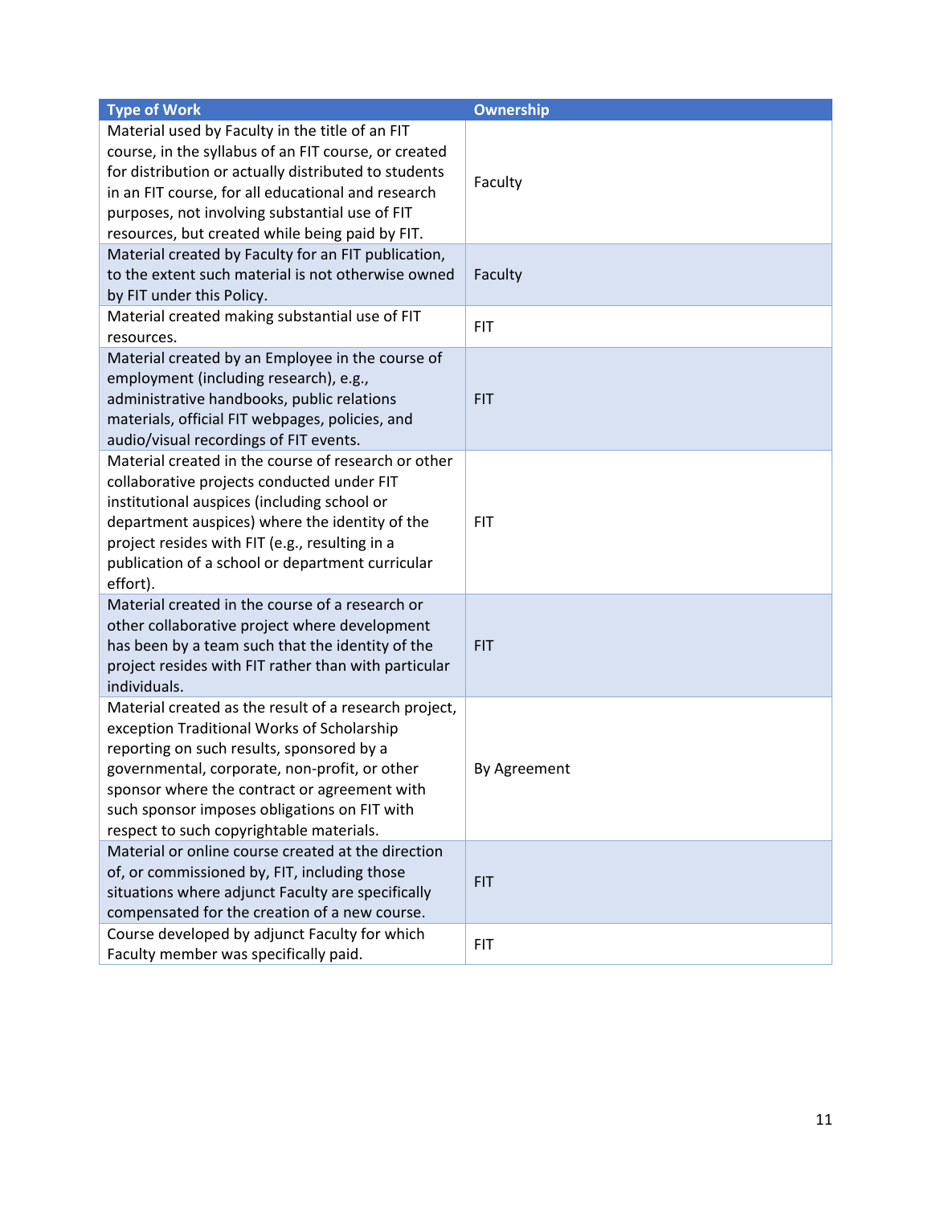| Type of Work | Ownership |
| --- | --- |
| Material used by Faculty in the title of an FIT course, in the syllabus of an FIT course, or created for distribution or actually distributed to students in an FIT course, for all educational and research purposes, not involving substantial use of FIT resources, but created while being paid by FIT. | Faculty |
| Material created by Faculty for an FIT publication, to the extent such material is not otherwise owned by FIT under this Policy. | Faculty |
| Material created making substantial use of FIT resources. | FIT |
| Material created by an Employee in the course of employment (including research), e.g., administrative handbooks, public relations materials, official FIT webpages, policies, and audio/visual recordings of FIT events. | FIT |
| Material created in the course of research or other collaborative projects conducted under FIT institutional auspices (including school or department auspices) where the identity of the project resides with FIT (e.g., resulting in a publication of a school or department curricular effort). | FIT |
| Material created in the course of a research or other collaborative project where development has been by a team such that the identity of the project resides with FIT rather than with particular individuals. | FIT |
| Material created as the result of a research project, exception Traditional Works of Scholarship reporting on such results, sponsored by a governmental, corporate, non-profit, or other sponsor where the contract or agreement with such sponsor imposes obligations on FIT with respect to such copyrightable materials. | By Agreement |
| Material or online course created at the direction of, or commissioned by, FIT, including those situations where adjunct Faculty are specifically compensated for the creation of a new course. | FIT |
| Course developed by adjunct Faculty for which Faculty member was specifically paid. | FIT |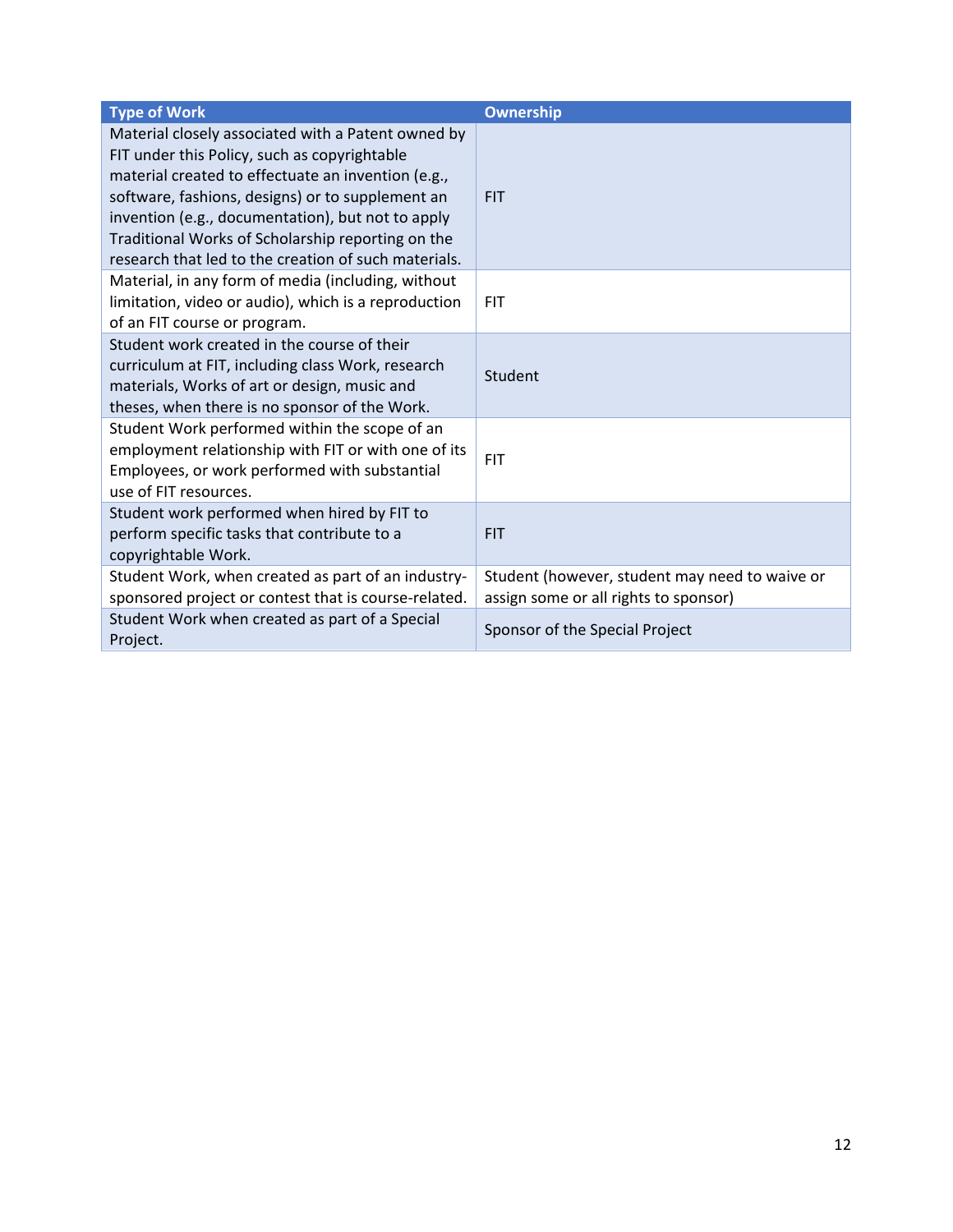| Type of Work | Ownership |
| --- | --- |
| Material closely associated with a Patent owned by FIT under this Policy, such as copyrightable material created to effectuate an invention (e.g., software, fashions, designs) or to supplement an invention (e.g., documentation), but not to apply Traditional Works of Scholarship reporting on the research that led to the creation of such materials. | FIT |
| Material, in any form of media (including, without limitation, video or audio), which is a reproduction of an FIT course or program. | FIT |
| Student work created in the course of their curriculum at FIT, including class Work, research materials, Works of art or design, music and theses, when there is no sponsor of the Work. | Student |
| Student Work performed within the scope of an employment relationship with FIT or with one of its Employees, or work performed with substantial use of FIT resources. | FIT |
| Student work performed when hired by FIT to perform specific tasks that contribute to a copyrightable Work. | FIT |
| Student Work, when created as part of an industry-sponsored project or contest that is course-related. | Student (however, student may need to waive or assign some or all rights to sponsor) |
| Student Work when created as part of a Special Project. | Sponsor of the Special Project |